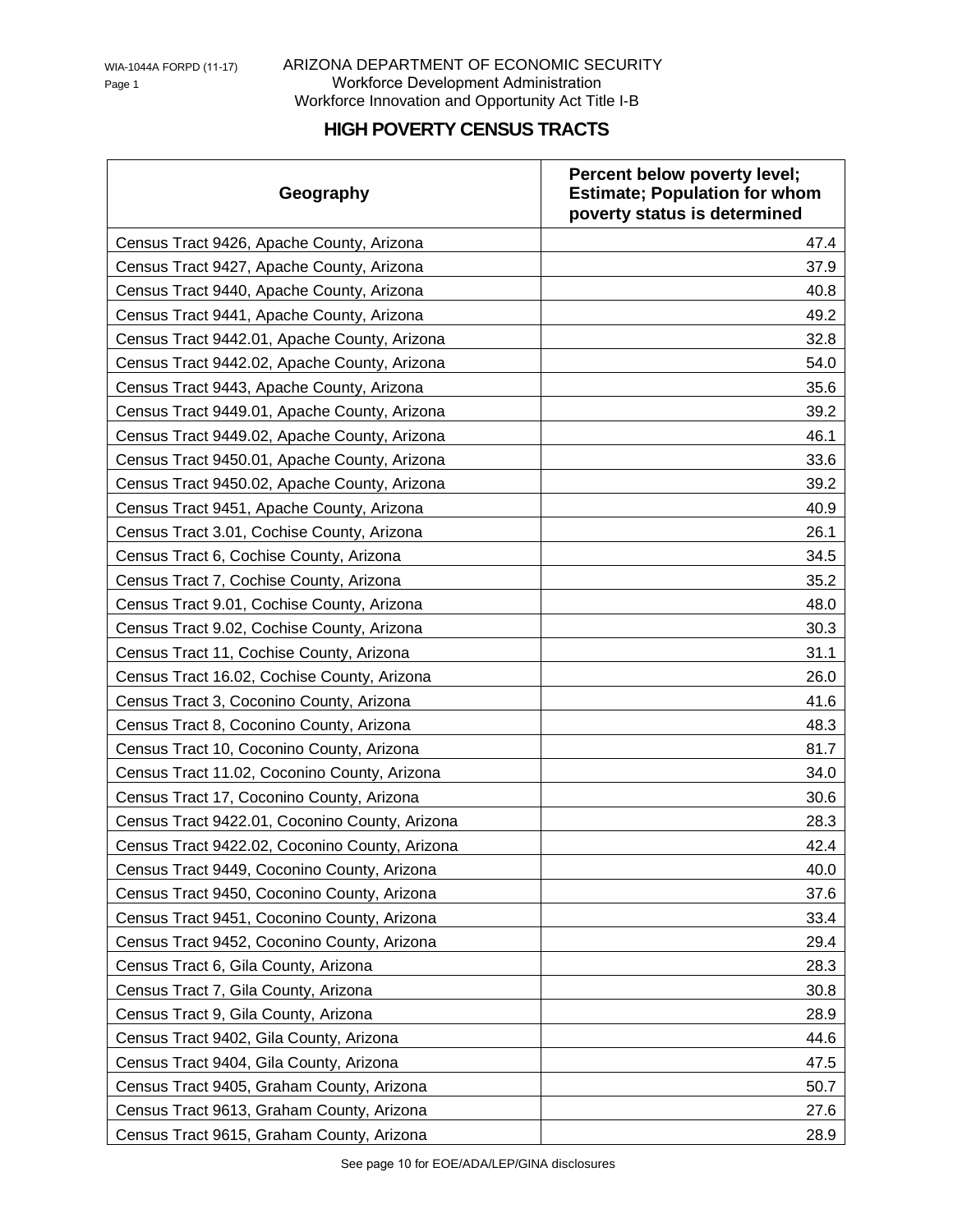ARIZONA DEPARTMENT OF ECONOMIC SECURITY
Workforce Development Administration
Workforce Innovation and Opportunity Act Title I-B

# HIGH POVERTY CENSUS TRACTS

| Geography | Percent below poverty level; Estimate; Population for whom poverty status is determined |
|---|---|
| Census Tract 9426, Apache County, Arizona | 47.4 |
| Census Tract 9427, Apache County, Arizona | 37.9 |
| Census Tract 9440, Apache County, Arizona | 40.8 |
| Census Tract 9441, Apache County, Arizona | 49.2 |
| Census Tract 9442.01, Apache County, Arizona | 32.8 |
| Census Tract 9442.02, Apache County, Arizona | 54.0 |
| Census Tract 9443, Apache County, Arizona | 35.6 |
| Census Tract 9449.01, Apache County, Arizona | 39.2 |
| Census Tract 9449.02, Apache County, Arizona | 46.1 |
| Census Tract 9450.01, Apache County, Arizona | 33.6 |
| Census Tract 9450.02, Apache County, Arizona | 39.2 |
| Census Tract 9451, Apache County, Arizona | 40.9 |
| Census Tract 3.01, Cochise County, Arizona | 26.1 |
| Census Tract 6, Cochise County, Arizona | 34.5 |
| Census Tract 7, Cochise County, Arizona | 35.2 |
| Census Tract 9.01, Cochise County, Arizona | 48.0 |
| Census Tract 9.02, Cochise County, Arizona | 30.3 |
| Census Tract 11, Cochise County, Arizona | 31.1 |
| Census Tract 16.02, Cochise County, Arizona | 26.0 |
| Census Tract 3, Coconino County, Arizona | 41.6 |
| Census Tract 8, Coconino County, Arizona | 48.3 |
| Census Tract 10, Coconino County, Arizona | 81.7 |
| Census Tract 11.02, Coconino County, Arizona | 34.0 |
| Census Tract 17, Coconino County, Arizona | 30.6 |
| Census Tract 9422.01, Coconino County, Arizona | 28.3 |
| Census Tract 9422.02, Coconino County, Arizona | 42.4 |
| Census Tract 9449, Coconino County, Arizona | 40.0 |
| Census Tract 9450, Coconino County, Arizona | 37.6 |
| Census Tract 9451, Coconino County, Arizona | 33.4 |
| Census Tract 9452, Coconino County, Arizona | 29.4 |
| Census Tract 6, Gila County, Arizona | 28.3 |
| Census Tract 7, Gila County, Arizona | 30.8 |
| Census Tract 9, Gila County, Arizona | 28.9 |
| Census Tract 9402, Gila County, Arizona | 44.6 |
| Census Tract 9404, Gila County, Arizona | 47.5 |
| Census Tract 9405, Graham County, Arizona | 50.7 |
| Census Tract 9613, Graham County, Arizona | 27.6 |
| Census Tract 9615, Graham County, Arizona | 28.9 |

See page 10 for EOE/ADA/LEP/GINA disclosures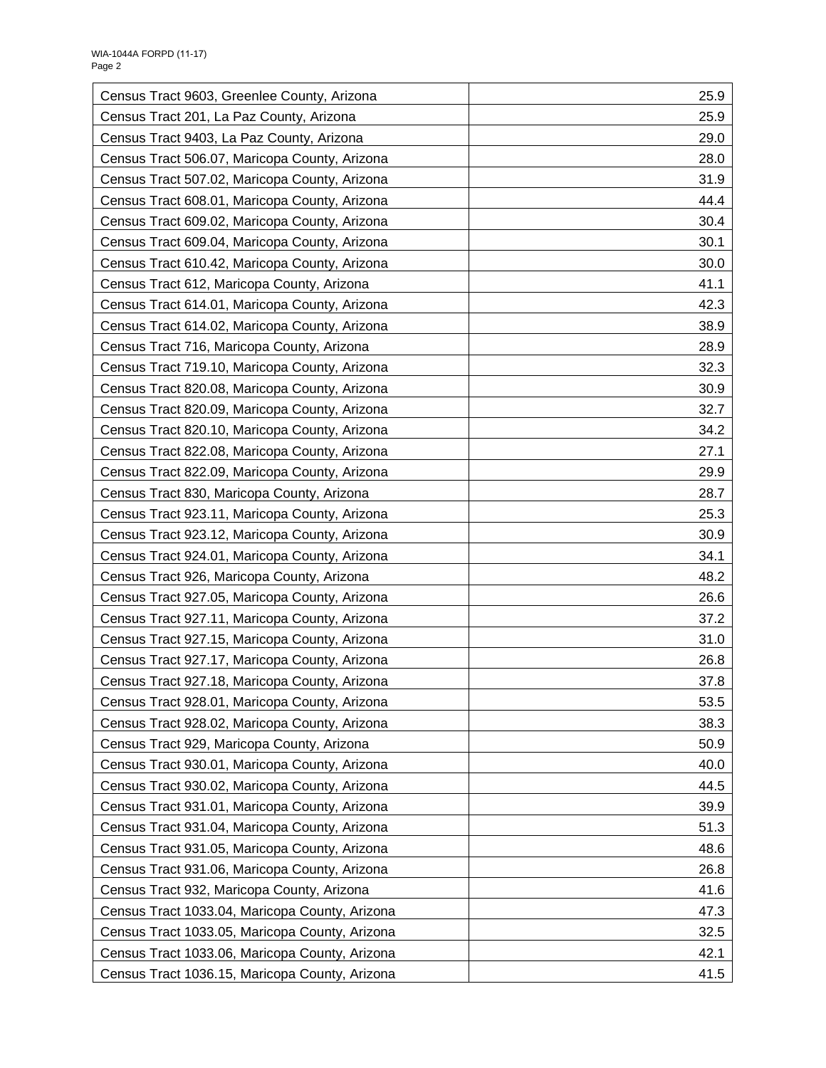| | |
|---|---|
| Census Tract 9603, Greenlee County, Arizona | 25.9 |
| Census Tract 201, La Paz County, Arizona | 25.9 |
| Census Tract 9403, La Paz County, Arizona | 29.0 |
| Census Tract 506.07, Maricopa County, Arizona | 28.0 |
| Census Tract 507.02, Maricopa County, Arizona | 31.9 |
| Census Tract 608.01, Maricopa County, Arizona | 44.4 |
| Census Tract 609.02, Maricopa County, Arizona | 30.4 |
| Census Tract 609.04, Maricopa County, Arizona | 30.1 |
| Census Tract 610.42, Maricopa County, Arizona | 30.0 |
| Census Tract 612, Maricopa County, Arizona | 41.1 |
| Census Tract 614.01, Maricopa County, Arizona | 42.3 |
| Census Tract 614.02, Maricopa County, Arizona | 38.9 |
| Census Tract 716, Maricopa County, Arizona | 28.9 |
| Census Tract 719.10, Maricopa County, Arizona | 32.3 |
| Census Tract 820.08, Maricopa County, Arizona | 30.9 |
| Census Tract 820.09, Maricopa County, Arizona | 32.7 |
| Census Tract 820.10, Maricopa County, Arizona | 34.2 |
| Census Tract 822.08, Maricopa County, Arizona | 27.1 |
| Census Tract 822.09, Maricopa County, Arizona | 29.9 |
| Census Tract 830, Maricopa County, Arizona | 28.7 |
| Census Tract 923.11, Maricopa County, Arizona | 25.3 |
| Census Tract 923.12, Maricopa County, Arizona | 30.9 |
| Census Tract 924.01, Maricopa County, Arizona | 34.1 |
| Census Tract 926, Maricopa County, Arizona | 48.2 |
| Census Tract 927.05, Maricopa County, Arizona | 26.6 |
| Census Tract 927.11, Maricopa County, Arizona | 37.2 |
| Census Tract 927.15, Maricopa County, Arizona | 31.0 |
| Census Tract 927.17, Maricopa County, Arizona | 26.8 |
| Census Tract 927.18, Maricopa County, Arizona | 37.8 |
| Census Tract 928.01, Maricopa County, Arizona | 53.5 |
| Census Tract 928.02, Maricopa County, Arizona | 38.3 |
| Census Tract 929, Maricopa County, Arizona | 50.9 |
| Census Tract 930.01, Maricopa County, Arizona | 40.0 |
| Census Tract 930.02, Maricopa County, Arizona | 44.5 |
| Census Tract 931.01, Maricopa County, Arizona | 39.9 |
| Census Tract 931.04, Maricopa County, Arizona | 51.3 |
| Census Tract 931.05, Maricopa County, Arizona | 48.6 |
| Census Tract 931.06, Maricopa County, Arizona | 26.8 |
| Census Tract 932, Maricopa County, Arizona | 41.6 |
| Census Tract 1033.04, Maricopa County, Arizona | 47.3 |
| Census Tract 1033.05, Maricopa County, Arizona | 32.5 |
| Census Tract 1033.06, Maricopa County, Arizona | 42.1 |
| Census Tract 1036.15, Maricopa County, Arizona | 41.5 |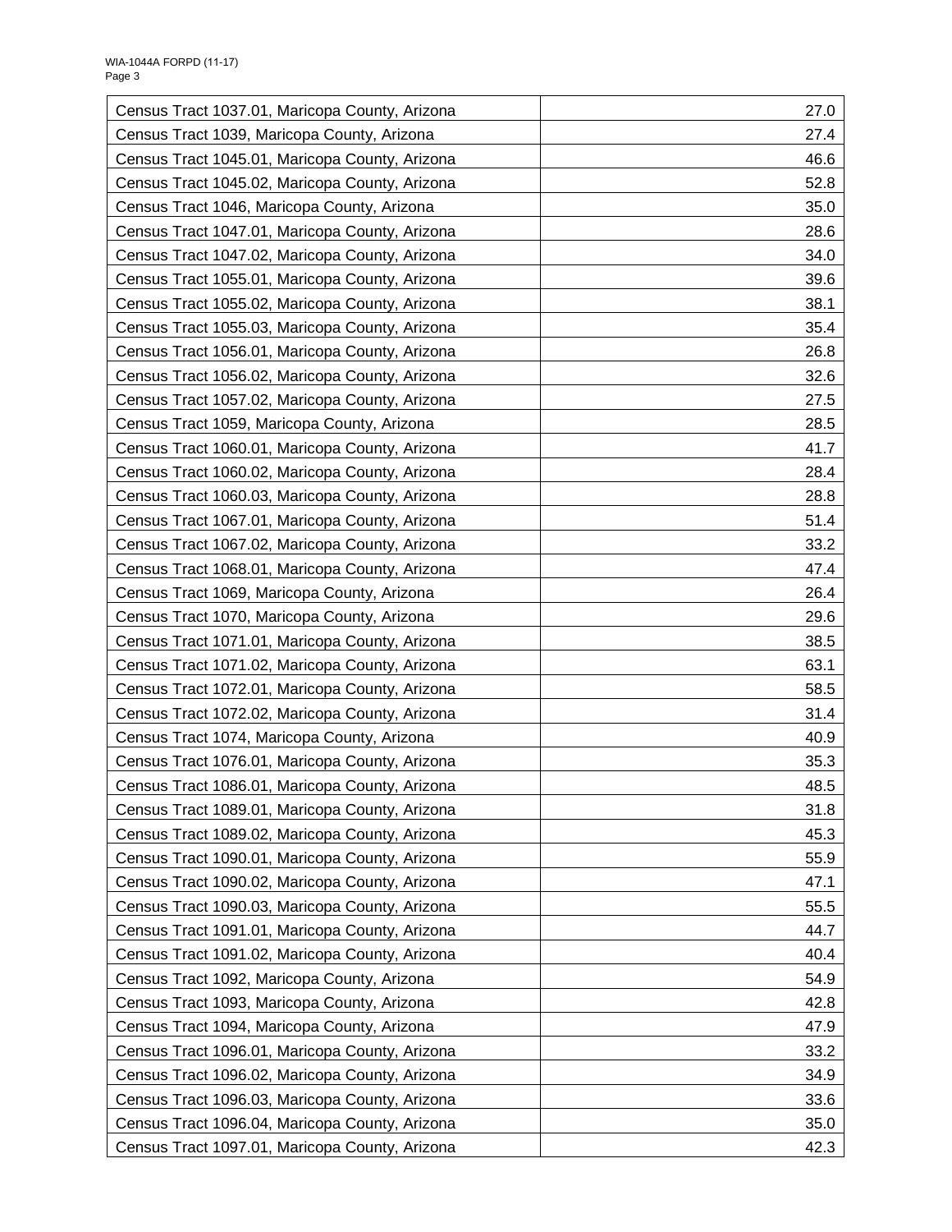| | |
|---|---|
| Census Tract 1037.01, Maricopa County, Arizona | 27.0 |
| Census Tract 1039, Maricopa County, Arizona | 27.4 |
| Census Tract 1045.01, Maricopa County, Arizona | 46.6 |
| Census Tract 1045.02, Maricopa County, Arizona | 52.8 |
| Census Tract 1046, Maricopa County, Arizona | 35.0 |
| Census Tract 1047.01, Maricopa County, Arizona | 28.6 |
| Census Tract 1047.02, Maricopa County, Arizona | 34.0 |
| Census Tract 1055.01, Maricopa County, Arizona | 39.6 |
| Census Tract 1055.02, Maricopa County, Arizona | 38.1 |
| Census Tract 1055.03, Maricopa County, Arizona | 35.4 |
| Census Tract 1056.01, Maricopa County, Arizona | 26.8 |
| Census Tract 1056.02, Maricopa County, Arizona | 32.6 |
| Census Tract 1057.02, Maricopa County, Arizona | 27.5 |
| Census Tract 1059, Maricopa County, Arizona | 28.5 |
| Census Tract 1060.01, Maricopa County, Arizona | 41.7 |
| Census Tract 1060.02, Maricopa County, Arizona | 28.4 |
| Census Tract 1060.03, Maricopa County, Arizona | 28.8 |
| Census Tract 1067.01, Maricopa County, Arizona | 51.4 |
| Census Tract 1067.02, Maricopa County, Arizona | 33.2 |
| Census Tract 1068.01, Maricopa County, Arizona | 47.4 |
| Census Tract 1069, Maricopa County, Arizona | 26.4 |
| Census Tract 1070, Maricopa County, Arizona | 29.6 |
| Census Tract 1071.01, Maricopa County, Arizona | 38.5 |
| Census Tract 1071.02, Maricopa County, Arizona | 63.1 |
| Census Tract 1072.01, Maricopa County, Arizona | 58.5 |
| Census Tract 1072.02, Maricopa County, Arizona | 31.4 |
| Census Tract 1074, Maricopa County, Arizona | 40.9 |
| Census Tract 1076.01, Maricopa County, Arizona | 35.3 |
| Census Tract 1086.01, Maricopa County, Arizona | 48.5 |
| Census Tract 1089.01, Maricopa County, Arizona | 31.8 |
| Census Tract 1089.02, Maricopa County, Arizona | 45.3 |
| Census Tract 1090.01, Maricopa County, Arizona | 55.9 |
| Census Tract 1090.02, Maricopa County, Arizona | 47.1 |
| Census Tract 1090.03, Maricopa County, Arizona | 55.5 |
| Census Tract 1091.01, Maricopa County, Arizona | 44.7 |
| Census Tract 1091.02, Maricopa County, Arizona | 40.4 |
| Census Tract 1092, Maricopa County, Arizona | 54.9 |
| Census Tract 1093, Maricopa County, Arizona | 42.8 |
| Census Tract 1094, Maricopa County, Arizona | 47.9 |
| Census Tract 1096.01, Maricopa County, Arizona | 33.2 |
| Census Tract 1096.02, Maricopa County, Arizona | 34.9 |
| Census Tract 1096.03, Maricopa County, Arizona | 33.6 |
| Census Tract 1096.04, Maricopa County, Arizona | 35.0 |
| Census Tract 1097.01, Maricopa County, Arizona | 42.3 |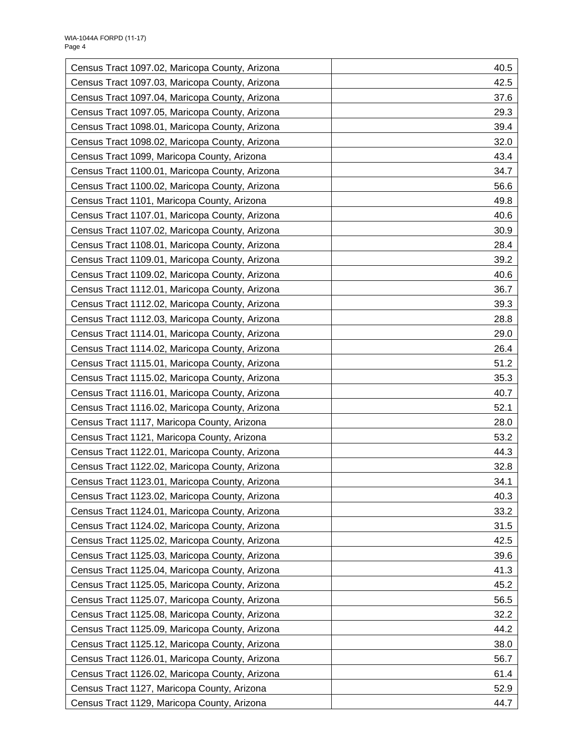| | |
|---|---|
| Census Tract 1097.02, Maricopa County, Arizona | 40.5 |
| Census Tract 1097.03, Maricopa County, Arizona | 42.5 |
| Census Tract 1097.04, Maricopa County, Arizona | 37.6 |
| Census Tract 1097.05, Maricopa County, Arizona | 29.3 |
| Census Tract 1098.01, Maricopa County, Arizona | 39.4 |
| Census Tract 1098.02, Maricopa County, Arizona | 32.0 |
| Census Tract 1099, Maricopa County, Arizona | 43.4 |
| Census Tract 1100.01, Maricopa County, Arizona | 34.7 |
| Census Tract 1100.02, Maricopa County, Arizona | 56.6 |
| Census Tract 1101, Maricopa County, Arizona | 49.8 |
| Census Tract 1107.01, Maricopa County, Arizona | 40.6 |
| Census Tract 1107.02, Maricopa County, Arizona | 30.9 |
| Census Tract 1108.01, Maricopa County, Arizona | 28.4 |
| Census Tract 1109.01, Maricopa County, Arizona | 39.2 |
| Census Tract 1109.02, Maricopa County, Arizona | 40.6 |
| Census Tract 1112.01, Maricopa County, Arizona | 36.7 |
| Census Tract 1112.02, Maricopa County, Arizona | 39.3 |
| Census Tract 1112.03, Maricopa County, Arizona | 28.8 |
| Census Tract 1114.01, Maricopa County, Arizona | 29.0 |
| Census Tract 1114.02, Maricopa County, Arizona | 26.4 |
| Census Tract 1115.01, Maricopa County, Arizona | 51.2 |
| Census Tract 1115.02, Maricopa County, Arizona | 35.3 |
| Census Tract 1116.01, Maricopa County, Arizona | 40.7 |
| Census Tract 1116.02, Maricopa County, Arizona | 52.1 |
| Census Tract 1117, Maricopa County, Arizona | 28.0 |
| Census Tract 1121, Maricopa County, Arizona | 53.2 |
| Census Tract 1122.01, Maricopa County, Arizona | 44.3 |
| Census Tract 1122.02, Maricopa County, Arizona | 32.8 |
| Census Tract 1123.01, Maricopa County, Arizona | 34.1 |
| Census Tract 1123.02, Maricopa County, Arizona | 40.3 |
| Census Tract 1124.01, Maricopa County, Arizona | 33.2 |
| Census Tract 1124.02, Maricopa County, Arizona | 31.5 |
| Census Tract 1125.02, Maricopa County, Arizona | 42.5 |
| Census Tract 1125.03, Maricopa County, Arizona | 39.6 |
| Census Tract 1125.04, Maricopa County, Arizona | 41.3 |
| Census Tract 1125.05, Maricopa County, Arizona | 45.2 |
| Census Tract 1125.07, Maricopa County, Arizona | 56.5 |
| Census Tract 1125.08, Maricopa County, Arizona | 32.2 |
| Census Tract 1125.09, Maricopa County, Arizona | 44.2 |
| Census Tract 1125.12, Maricopa County, Arizona | 38.0 |
| Census Tract 1126.01, Maricopa County, Arizona | 56.7 |
| Census Tract 1126.02, Maricopa County, Arizona | 61.4 |
| Census Tract 1127, Maricopa County, Arizona | 52.9 |
| Census Tract 1129, Maricopa County, Arizona | 44.7 |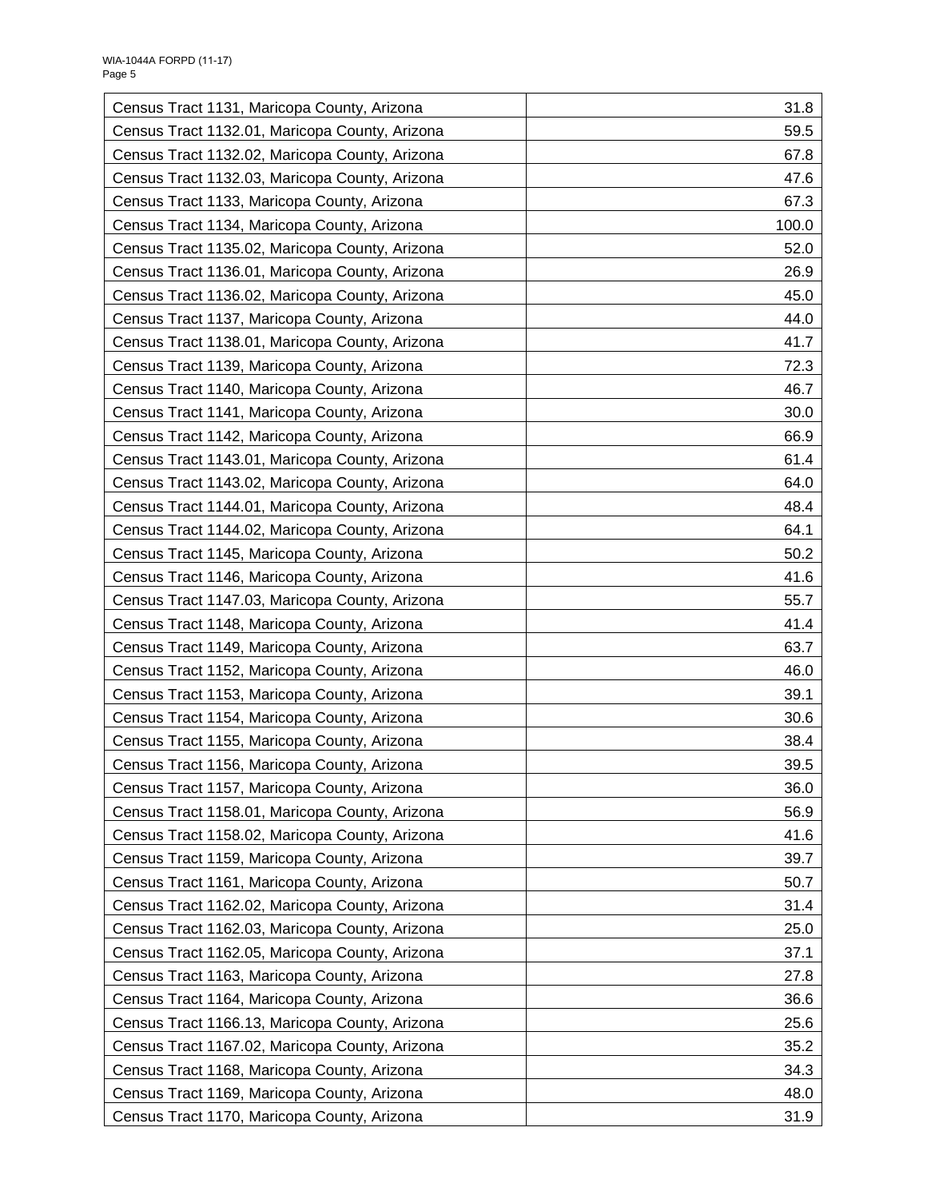| | |
|---|---|
| Census Tract 1131, Maricopa County, Arizona | 31.8 |
| Census Tract 1132.01, Maricopa County, Arizona | 59.5 |
| Census Tract 1132.02, Maricopa County, Arizona | 67.8 |
| Census Tract 1132.03, Maricopa County, Arizona | 47.6 |
| Census Tract 1133, Maricopa County, Arizona | 67.3 |
| Census Tract 1134, Maricopa County, Arizona | 100.0 |
| Census Tract 1135.02, Maricopa County, Arizona | 52.0 |
| Census Tract 1136.01, Maricopa County, Arizona | 26.9 |
| Census Tract 1136.02, Maricopa County, Arizona | 45.0 |
| Census Tract 1137, Maricopa County, Arizona | 44.0 |
| Census Tract 1138.01, Maricopa County, Arizona | 41.7 |
| Census Tract 1139, Maricopa County, Arizona | 72.3 |
| Census Tract 1140, Maricopa County, Arizona | 46.7 |
| Census Tract 1141, Maricopa County, Arizona | 30.0 |
| Census Tract 1142, Maricopa County, Arizona | 66.9 |
| Census Tract 1143.01, Maricopa County, Arizona | 61.4 |
| Census Tract 1143.02, Maricopa County, Arizona | 64.0 |
| Census Tract 1144.01, Maricopa County, Arizona | 48.4 |
| Census Tract 1144.02, Maricopa County, Arizona | 64.1 |
| Census Tract 1145, Maricopa County, Arizona | 50.2 |
| Census Tract 1146, Maricopa County, Arizona | 41.6 |
| Census Tract 1147.03, Maricopa County, Arizona | 55.7 |
| Census Tract 1148, Maricopa County, Arizona | 41.4 |
| Census Tract 1149, Maricopa County, Arizona | 63.7 |
| Census Tract 1152, Maricopa County, Arizona | 46.0 |
| Census Tract 1153, Maricopa County, Arizona | 39.1 |
| Census Tract 1154, Maricopa County, Arizona | 30.6 |
| Census Tract 1155, Maricopa County, Arizona | 38.4 |
| Census Tract 1156, Maricopa County, Arizona | 39.5 |
| Census Tract 1157, Maricopa County, Arizona | 36.0 |
| Census Tract 1158.01, Maricopa County, Arizona | 56.9 |
| Census Tract 1158.02, Maricopa County, Arizona | 41.6 |
| Census Tract 1159, Maricopa County, Arizona | 39.7 |
| Census Tract 1161, Maricopa County, Arizona | 50.7 |
| Census Tract 1162.02, Maricopa County, Arizona | 31.4 |
| Census Tract 1162.03, Maricopa County, Arizona | 25.0 |
| Census Tract 1162.05, Maricopa County, Arizona | 37.1 |
| Census Tract 1163, Maricopa County, Arizona | 27.8 |
| Census Tract 1164, Maricopa County, Arizona | 36.6 |
| Census Tract 1166.13, Maricopa County, Arizona | 25.6 |
| Census Tract 1167.02, Maricopa County, Arizona | 35.2 |
| Census Tract 1168, Maricopa County, Arizona | 34.3 |
| Census Tract 1169, Maricopa County, Arizona | 48.0 |
| Census Tract 1170, Maricopa County, Arizona | 31.9 |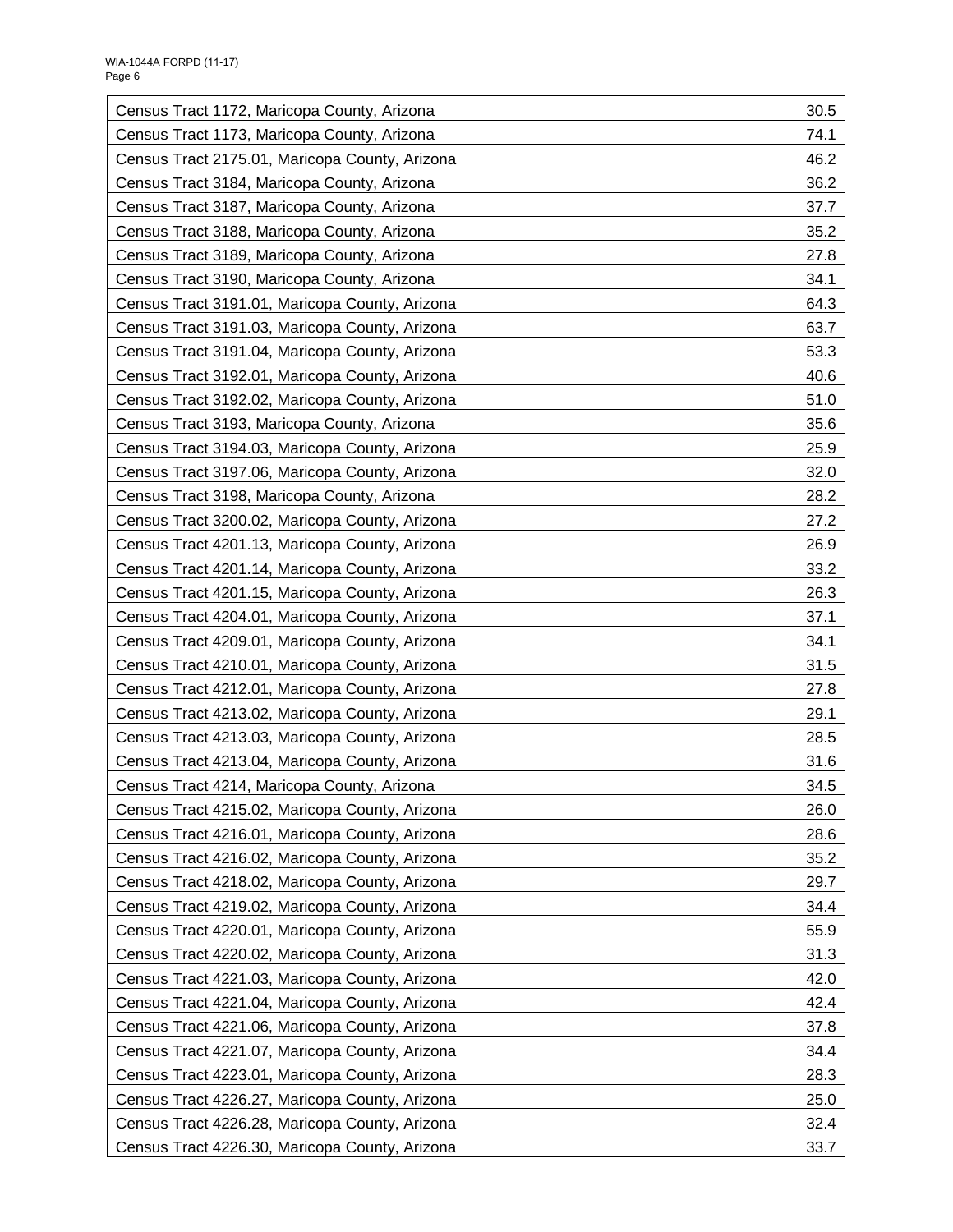| | |
|---|---|
| Census Tract 1172, Maricopa County, Arizona | 30.5 |
| Census Tract 1173, Maricopa County, Arizona | 74.1 |
| Census Tract 2175.01, Maricopa County, Arizona | 46.2 |
| Census Tract 3184, Maricopa County, Arizona | 36.2 |
| Census Tract 3187, Maricopa County, Arizona | 37.7 |
| Census Tract 3188, Maricopa County, Arizona | 35.2 |
| Census Tract 3189, Maricopa County, Arizona | 27.8 |
| Census Tract 3190, Maricopa County, Arizona | 34.1 |
| Census Tract 3191.01, Maricopa County, Arizona | 64.3 |
| Census Tract 3191.03, Maricopa County, Arizona | 63.7 |
| Census Tract 3191.04, Maricopa County, Arizona | 53.3 |
| Census Tract 3192.01, Maricopa County, Arizona | 40.6 |
| Census Tract 3192.02, Maricopa County, Arizona | 51.0 |
| Census Tract 3193, Maricopa County, Arizona | 35.6 |
| Census Tract 3194.03, Maricopa County, Arizona | 25.9 |
| Census Tract 3197.06, Maricopa County, Arizona | 32.0 |
| Census Tract 3198, Maricopa County, Arizona | 28.2 |
| Census Tract 3200.02, Maricopa County, Arizona | 27.2 |
| Census Tract 4201.13, Maricopa County, Arizona | 26.9 |
| Census Tract 4201.14, Maricopa County, Arizona | 33.2 |
| Census Tract 4201.15, Maricopa County, Arizona | 26.3 |
| Census Tract 4204.01, Maricopa County, Arizona | 37.1 |
| Census Tract 4209.01, Maricopa County, Arizona | 34.1 |
| Census Tract 4210.01, Maricopa County, Arizona | 31.5 |
| Census Tract 4212.01, Maricopa County, Arizona | 27.8 |
| Census Tract 4213.02, Maricopa County, Arizona | 29.1 |
| Census Tract 4213.03, Maricopa County, Arizona | 28.5 |
| Census Tract 4213.04, Maricopa County, Arizona | 31.6 |
| Census Tract 4214, Maricopa County, Arizona | 34.5 |
| Census Tract 4215.02, Maricopa County, Arizona | 26.0 |
| Census Tract 4216.01, Maricopa County, Arizona | 28.6 |
| Census Tract 4216.02, Maricopa County, Arizona | 35.2 |
| Census Tract 4218.02, Maricopa County, Arizona | 29.7 |
| Census Tract 4219.02, Maricopa County, Arizona | 34.4 |
| Census Tract 4220.01, Maricopa County, Arizona | 55.9 |
| Census Tract 4220.02, Maricopa County, Arizona | 31.3 |
| Census Tract 4221.03, Maricopa County, Arizona | 42.0 |
| Census Tract 4221.04, Maricopa County, Arizona | 42.4 |
| Census Tract 4221.06, Maricopa County, Arizona | 37.8 |
| Census Tract 4221.07, Maricopa County, Arizona | 34.4 |
| Census Tract 4223.01, Maricopa County, Arizona | 28.3 |
| Census Tract 4226.27, Maricopa County, Arizona | 25.0 |
| Census Tract 4226.28, Maricopa County, Arizona | 32.4 |
| Census Tract 4226.30, Maricopa County, Arizona | 33.7 |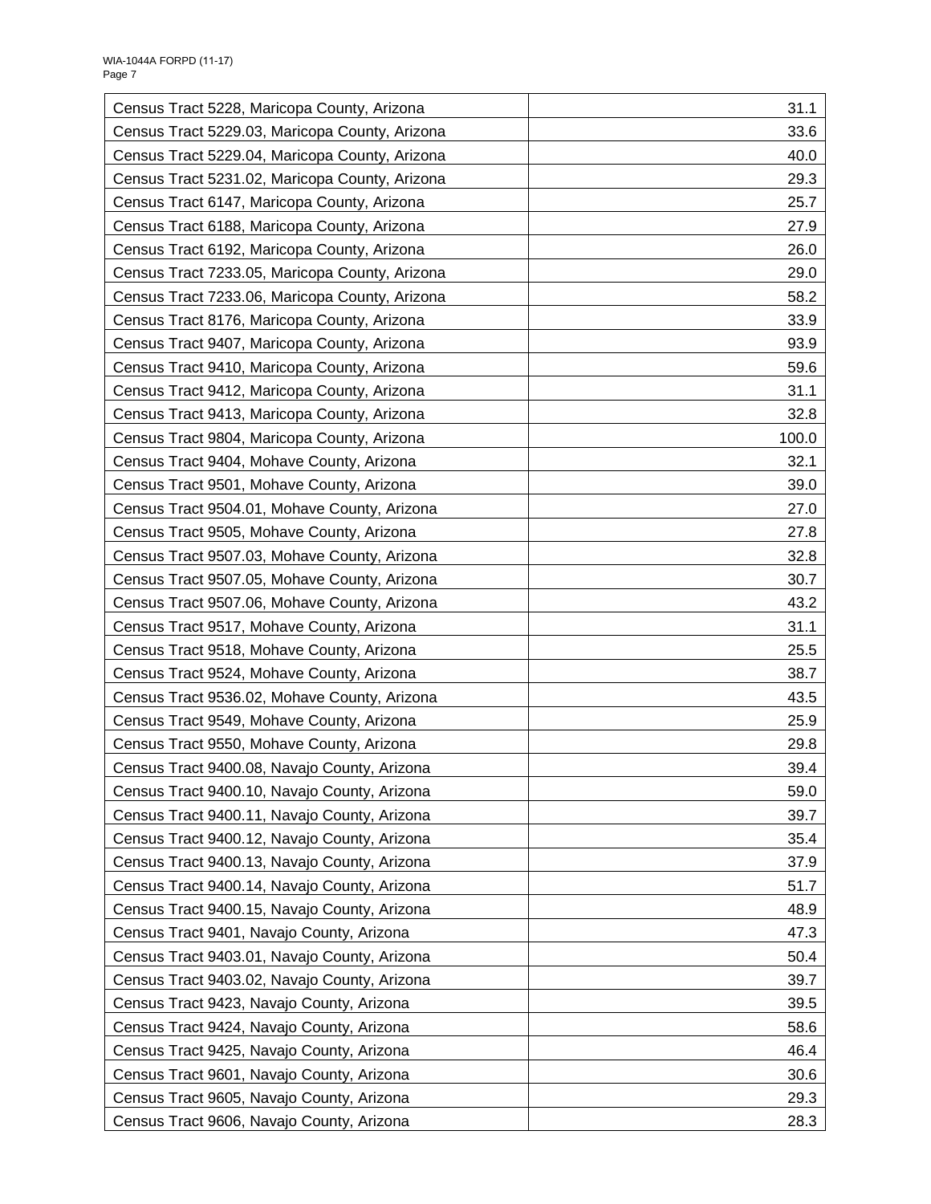| Census Tract 5228, Maricopa County, Arizona | 31.1 |
|---|---|
| Census Tract 5229.03, Maricopa County, Arizona | 33.6 |
| Census Tract 5229.04, Maricopa County, Arizona | 40.0 |
| Census Tract 5231.02, Maricopa County, Arizona | 29.3 |
| Census Tract 6147, Maricopa County, Arizona | 25.7 |
| Census Tract 6188, Maricopa County, Arizona | 27.9 |
| Census Tract 6192, Maricopa County, Arizona | 26.0 |
| Census Tract 7233.05, Maricopa County, Arizona | 29.0 |
| Census Tract 7233.06, Maricopa County, Arizona | 58.2 |
| Census Tract 8176, Maricopa County, Arizona | 33.9 |
| Census Tract 9407, Maricopa County, Arizona | 93.9 |
| Census Tract 9410, Maricopa County, Arizona | 59.6 |
| Census Tract 9412, Maricopa County, Arizona | 31.1 |
| Census Tract 9413, Maricopa County, Arizona | 32.8 |
| Census Tract 9804, Maricopa County, Arizona | 100.0 |
| Census Tract 9404, Mohave County, Arizona | 32.1 |
| Census Tract 9501, Mohave County, Arizona | 39.0 |
| Census Tract 9504.01, Mohave County, Arizona | 27.0 |
| Census Tract 9505, Mohave County, Arizona | 27.8 |
| Census Tract 9507.03, Mohave County, Arizona | 32.8 |
| Census Tract 9507.05, Mohave County, Arizona | 30.7 |
| Census Tract 9507.06, Mohave County, Arizona | 43.2 |
| Census Tract 9517, Mohave County, Arizona | 31.1 |
| Census Tract 9518, Mohave County, Arizona | 25.5 |
| Census Tract 9524, Mohave County, Arizona | 38.7 |
| Census Tract 9536.02, Mohave County, Arizona | 43.5 |
| Census Tract 9549, Mohave County, Arizona | 25.9 |
| Census Tract 9550, Mohave County, Arizona | 29.8 |
| Census Tract 9400.08, Navajo County, Arizona | 39.4 |
| Census Tract 9400.10, Navajo County, Arizona | 59.0 |
| Census Tract 9400.11, Navajo County, Arizona | 39.7 |
| Census Tract 9400.12, Navajo County, Arizona | 35.4 |
| Census Tract 9400.13, Navajo County, Arizona | 37.9 |
| Census Tract 9400.14, Navajo County, Arizona | 51.7 |
| Census Tract 9400.15, Navajo County, Arizona | 48.9 |
| Census Tract 9401, Navajo County, Arizona | 47.3 |
| Census Tract 9403.01, Navajo County, Arizona | 50.4 |
| Census Tract 9403.02, Navajo County, Arizona | 39.7 |
| Census Tract 9423, Navajo County, Arizona | 39.5 |
| Census Tract 9424, Navajo County, Arizona | 58.6 |
| Census Tract 9425, Navajo County, Arizona | 46.4 |
| Census Tract 9601, Navajo County, Arizona | 30.6 |
| Census Tract 9605, Navajo County, Arizona | 29.3 |
| Census Tract 9606, Navajo County, Arizona | 28.3 |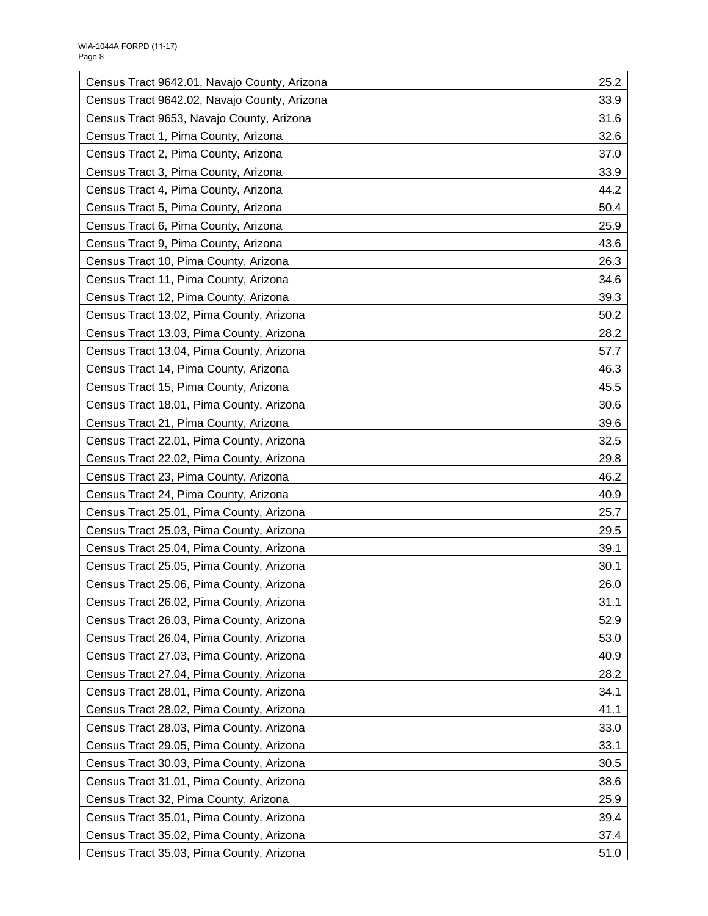| | |
|---|---|
| Census Tract 9642.01, Navajo County, Arizona | 25.2 |
| Census Tract 9642.02, Navajo County, Arizona | 33.9 |
| Census Tract 9653, Navajo County, Arizona | 31.6 |
| Census Tract 1, Pima County, Arizona | 32.6 |
| Census Tract 2, Pima County, Arizona | 37.0 |
| Census Tract 3, Pima County, Arizona | 33.9 |
| Census Tract 4, Pima County, Arizona | 44.2 |
| Census Tract 5, Pima County, Arizona | 50.4 |
| Census Tract 6, Pima County, Arizona | 25.9 |
| Census Tract 9, Pima County, Arizona | 43.6 |
| Census Tract 10, Pima County, Arizona | 26.3 |
| Census Tract 11, Pima County, Arizona | 34.6 |
| Census Tract 12, Pima County, Arizona | 39.3 |
| Census Tract 13.02, Pima County, Arizona | 50.2 |
| Census Tract 13.03, Pima County, Arizona | 28.2 |
| Census Tract 13.04, Pima County, Arizona | 57.7 |
| Census Tract 14, Pima County, Arizona | 46.3 |
| Census Tract 15, Pima County, Arizona | 45.5 |
| Census Tract 18.01, Pima County, Arizona | 30.6 |
| Census Tract 21, Pima County, Arizona | 39.6 |
| Census Tract 22.01, Pima County, Arizona | 32.5 |
| Census Tract 22.02, Pima County, Arizona | 29.8 |
| Census Tract 23, Pima County, Arizona | 46.2 |
| Census Tract 24, Pima County, Arizona | 40.9 |
| Census Tract 25.01, Pima County, Arizona | 25.7 |
| Census Tract 25.03, Pima County, Arizona | 29.5 |
| Census Tract 25.04, Pima County, Arizona | 39.1 |
| Census Tract 25.05, Pima County, Arizona | 30.1 |
| Census Tract 25.06, Pima County, Arizona | 26.0 |
| Census Tract 26.02, Pima County, Arizona | 31.1 |
| Census Tract 26.03, Pima County, Arizona | 52.9 |
| Census Tract 26.04, Pima County, Arizona | 53.0 |
| Census Tract 27.03, Pima County, Arizona | 40.9 |
| Census Tract 27.04, Pima County, Arizona | 28.2 |
| Census Tract 28.01, Pima County, Arizona | 34.1 |
| Census Tract 28.02, Pima County, Arizona | 41.1 |
| Census Tract 28.03, Pima County, Arizona | 33.0 |
| Census Tract 29.05, Pima County, Arizona | 33.1 |
| Census Tract 30.03, Pima County, Arizona | 30.5 |
| Census Tract 31.01, Pima County, Arizona | 38.6 |
| Census Tract 32, Pima County, Arizona | 25.9 |
| Census Tract 35.01, Pima County, Arizona | 39.4 |
| Census Tract 35.02, Pima County, Arizona | 37.4 |
| Census Tract 35.03, Pima County, Arizona | 51.0 |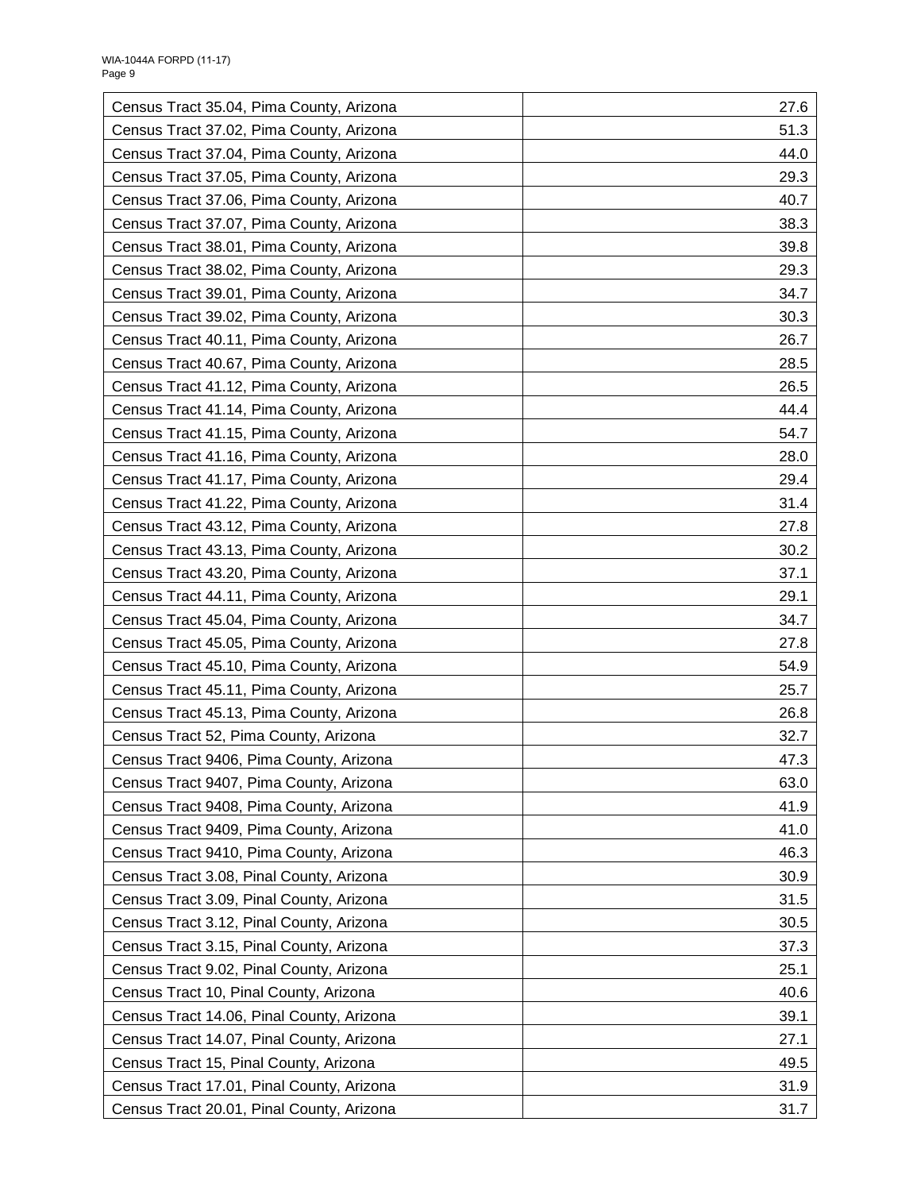| Census Tract 35.04, Pima County, Arizona | 27.6 |
|---|---|
| Census Tract 37.02, Pima County, Arizona | 51.3 |
| Census Tract 37.04, Pima County, Arizona | 44.0 |
| Census Tract 37.05, Pima County, Arizona | 29.3 |
| Census Tract 37.06, Pima County, Arizona | 40.7 |
| Census Tract 37.07, Pima County, Arizona | 38.3 |
| Census Tract 38.01, Pima County, Arizona | 39.8 |
| Census Tract 38.02, Pima County, Arizona | 29.3 |
| Census Tract 39.01, Pima County, Arizona | 34.7 |
| Census Tract 39.02, Pima County, Arizona | 30.3 |
| Census Tract 40.11, Pima County, Arizona | 26.7 |
| Census Tract 40.67, Pima County, Arizona | 28.5 |
| Census Tract 41.12, Pima County, Arizona | 26.5 |
| Census Tract 41.14, Pima County, Arizona | 44.4 |
| Census Tract 41.15, Pima County, Arizona | 54.7 |
| Census Tract 41.16, Pima County, Arizona | 28.0 |
| Census Tract 41.17, Pima County, Arizona | 29.4 |
| Census Tract 41.22, Pima County, Arizona | 31.4 |
| Census Tract 43.12, Pima County, Arizona | 27.8 |
| Census Tract 43.13, Pima County, Arizona | 30.2 |
| Census Tract 43.20, Pima County, Arizona | 37.1 |
| Census Tract 44.11, Pima County, Arizona | 29.1 |
| Census Tract 45.04, Pima County, Arizona | 34.7 |
| Census Tract 45.05, Pima County, Arizona | 27.8 |
| Census Tract 45.10, Pima County, Arizona | 54.9 |
| Census Tract 45.11, Pima County, Arizona | 25.7 |
| Census Tract 45.13, Pima County, Arizona | 26.8 |
| Census Tract 52, Pima County, Arizona | 32.7 |
| Census Tract 9406, Pima County, Arizona | 47.3 |
| Census Tract 9407, Pima County, Arizona | 63.0 |
| Census Tract 9408, Pima County, Arizona | 41.9 |
| Census Tract 9409, Pima County, Arizona | 41.0 |
| Census Tract 9410, Pima County, Arizona | 46.3 |
| Census Tract 3.08, Pinal County, Arizona | 30.9 |
| Census Tract 3.09, Pinal County, Arizona | 31.5 |
| Census Tract 3.12, Pinal County, Arizona | 30.5 |
| Census Tract 3.15, Pinal County, Arizona | 37.3 |
| Census Tract 9.02, Pinal County, Arizona | 25.1 |
| Census Tract 10, Pinal County, Arizona | 40.6 |
| Census Tract 14.06, Pinal County, Arizona | 39.1 |
| Census Tract 14.07, Pinal County, Arizona | 27.1 |
| Census Tract 15, Pinal County, Arizona | 49.5 |
| Census Tract 17.01, Pinal County, Arizona | 31.9 |
| Census Tract 20.01, Pinal County, Arizona | 31.7 |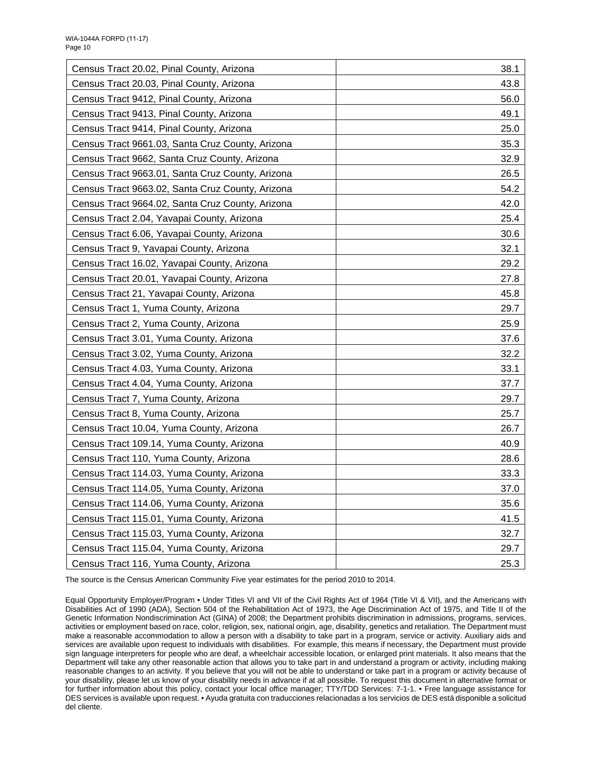| | |
|---|---|
| Census Tract 20.02, Pinal County, Arizona | 38.1 |
| Census Tract 20.03, Pinal County, Arizona | 43.8 |
| Census Tract 9412, Pinal County, Arizona | 56.0 |
| Census Tract 9413, Pinal County, Arizona | 49.1 |
| Census Tract 9414, Pinal County, Arizona | 25.0 |
| Census Tract 9661.03, Santa Cruz County, Arizona | 35.3 |
| Census Tract 9662, Santa Cruz County, Arizona | 32.9 |
| Census Tract 9663.01, Santa Cruz County, Arizona | 26.5 |
| Census Tract 9663.02, Santa Cruz County, Arizona | 54.2 |
| Census Tract 9664.02, Santa Cruz County, Arizona | 42.0 |
| Census Tract 2.04, Yavapai County, Arizona | 25.4 |
| Census Tract 6.06, Yavapai County, Arizona | 30.6 |
| Census Tract 9, Yavapai County, Arizona | 32.1 |
| Census Tract 16.02, Yavapai County, Arizona | 29.2 |
| Census Tract 20.01, Yavapai County, Arizona | 27.8 |
| Census Tract 21, Yavapai County, Arizona | 45.8 |
| Census Tract 1, Yuma County, Arizona | 29.7 |
| Census Tract 2, Yuma County, Arizona | 25.9 |
| Census Tract 3.01, Yuma County, Arizona | 37.6 |
| Census Tract 3.02, Yuma County, Arizona | 32.2 |
| Census Tract 4.03, Yuma County, Arizona | 33.1 |
| Census Tract 4.04, Yuma County, Arizona | 37.7 |
| Census Tract 7, Yuma County, Arizona | 29.7 |
| Census Tract 8, Yuma County, Arizona | 25.7 |
| Census Tract 10.04, Yuma County, Arizona | 26.7 |
| Census Tract 109.14, Yuma County, Arizona | 40.9 |
| Census Tract 110, Yuma County, Arizona | 28.6 |
| Census Tract 114.03, Yuma County, Arizona | 33.3 |
| Census Tract 114.05, Yuma County, Arizona | 37.0 |
| Census Tract 114.06, Yuma County, Arizona | 35.6 |
| Census Tract 115.01, Yuma County, Arizona | 41.5 |
| Census Tract 115.03, Yuma County, Arizona | 32.7 |
| Census Tract 115.04, Yuma County, Arizona | 29.7 |
| Census Tract 116, Yuma County, Arizona | 25.3 |

The source is the Census American Community Five year estimates for the period 2010 to 2014.

Equal Opportunity Employer/Program • Under Titles VI and VII of the Civil Rights Act of 1964 (Title VI & VII), and the Americans with Disabilities Act of 1990 (ADA), Section 504 of the Rehabilitation Act of 1973, the Age Discrimination Act of 1975, and Title II of the Genetic Information Nondiscrimination Act (GINA) of 2008; the Department prohibits discrimination in admissions, programs, services, activities or employment based on race, color, religion, sex, national origin, age, disability, genetics and retaliation. The Department must make a reasonable accommodation to allow a person with a disability to take part in a program, service or activity. Auxiliary aids and services are available upon request to individuals with disabilities. For example, this means if necessary, the Department must provide sign language interpreters for people who are deaf, a wheelchair accessible location, or enlarged print materials. It also means that the Department will take any other reasonable action that allows you to take part in and understand a program or activity, including making reasonable changes to an activity. If you believe that you will not be able to understand or take part in a program or activity because of your disability, please let us know of your disability needs in advance if at all possible. To request this document in alternative format or for further information about this policy, contact your local office manager; TTY/TDD Services: 7-1-1. • Free language assistance for DES services is available upon request. • Ayuda gratuita con traducciones relacionadas a los servicios de DES está disponible a solicitud del cliente.